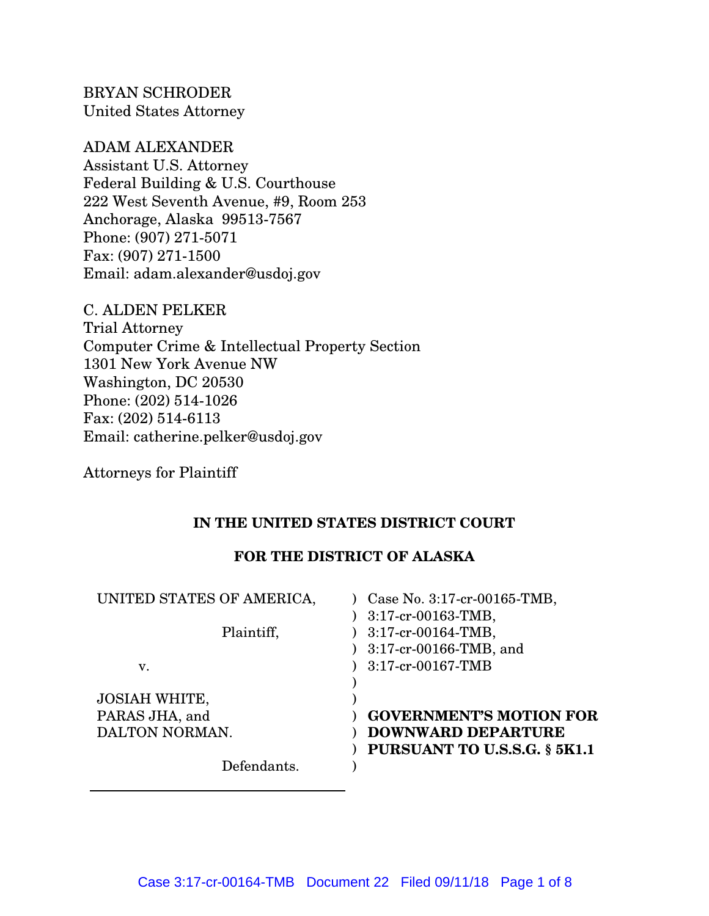BRYAN SCHRODER
United States Attorney

ADAM ALEXANDER
Assistant U.S. Attorney
Federal Building & U.S. Courthouse
222 West Seventh Avenue, #9, Room 253
Anchorage, Alaska 99513-7567
Phone: (907) 271-5071
Fax: (907) 271-1500
Email: adam.alexander@usdoj.gov

C. ALDEN PELKER
Trial Attorney
Computer Crime & Intellectual Property Section
1301 New York Avenue NW
Washington, DC 20530
Phone: (202) 514-1026
Fax: (202) 514-6113
Email: catherine.pelker@usdoj.gov

Attorneys for Plaintiff

**IN THE UNITED STATES DISTRICT COURT**

**FOR THE DISTRICT OF ALASKA**

| | | |
|---|---|---|
| UNITED STATES OF AMERICA, | ) | Case No. 3:17-cr-00165-TMB, |
| | ) | 3:17-cr-00163-TMB, |
| Plaintiff, | ) | 3:17-cr-00164-TMB, |
| | ) | 3:17-cr-00166-TMB, and |
| v. | ) | 3:17-cr-00167-TMB |
| | ) | |
| JOSIAH WHITE, | ) | |
| PARAS JHA, and | ) | **GOVERNMENT'S MOTION FOR** |
| DALTON NORMAN. | ) | **DOWNWARD DEPARTURE** |
| | ) | **PURSUANT TO U.S.S.G. § 5K1.1** |
| Defendants. | ) | |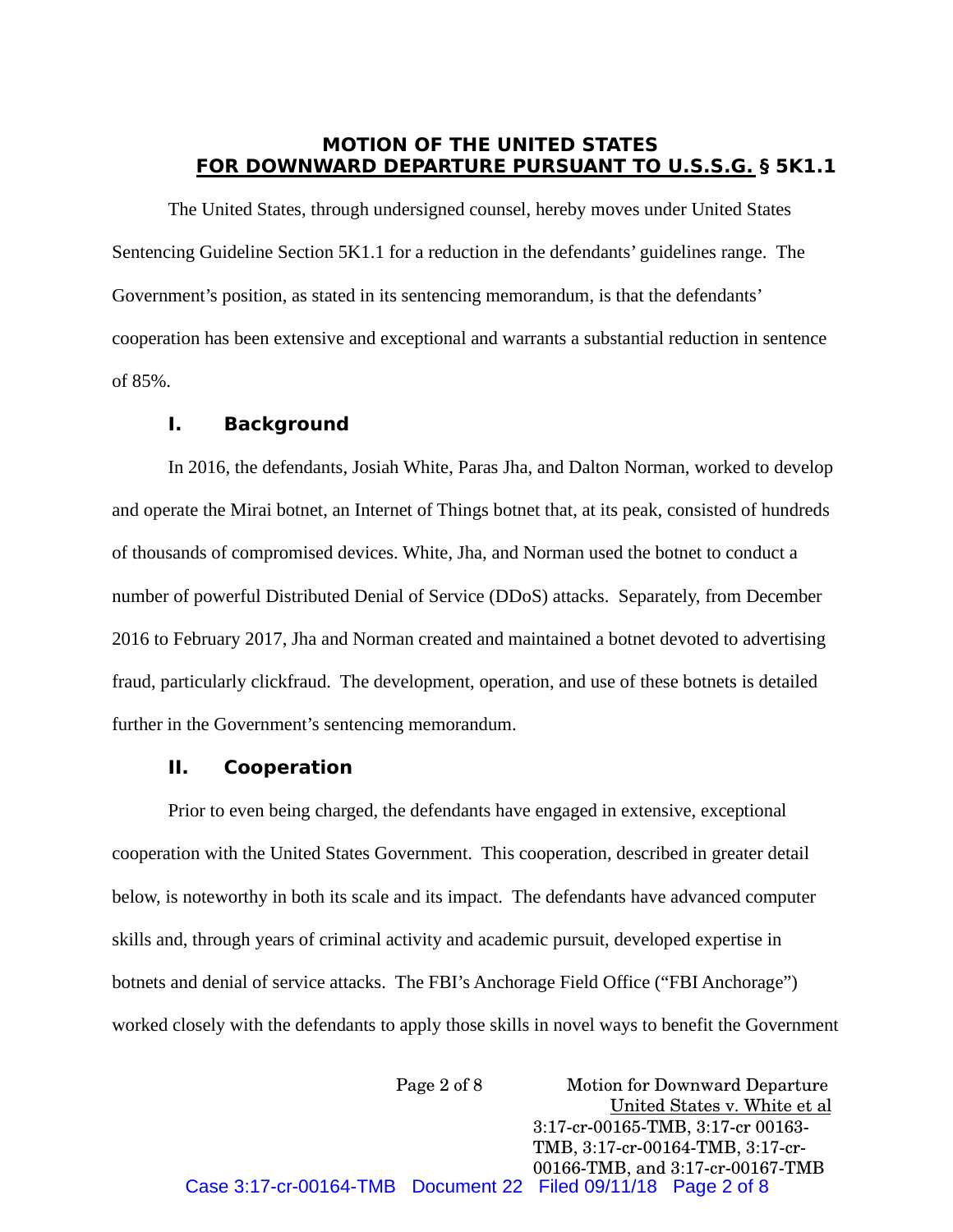## MOTION OF THE UNITED STATES FOR DOWNWARD DEPARTURE PURSUANT TO U.S.S.G. § 5K1.1

The United States, through undersigned counsel, hereby moves under United States Sentencing Guideline Section 5K1.1 for a reduction in the defendants' guidelines range. The Government's position, as stated in its sentencing memorandum, is that the defendants' cooperation has been extensive and exceptional and warrants a substantial reduction in sentence of 85%.

### I. Background

In 2016, the defendants, Josiah White, Paras Jha, and Dalton Norman, worked to develop and operate the Mirai botnet, an Internet of Things botnet that, at its peak, consisted of hundreds of thousands of compromised devices. White, Jha, and Norman used the botnet to conduct a number of powerful Distributed Denial of Service (DDoS) attacks. Separately, from December 2016 to February 2017, Jha and Norman created and maintained a botnet devoted to advertising fraud, particularly clickfraud. The development, operation, and use of these botnets is detailed further in the Government's sentencing memorandum.

### II. Cooperation

Prior to even being charged, the defendants have engaged in extensive, exceptional cooperation with the United States Government. This cooperation, described in greater detail below, is noteworthy in both its scale and its impact. The defendants have advanced computer skills and, through years of criminal activity and academic pursuit, developed expertise in botnets and denial of service attacks. The FBI's Anchorage Field Office ("FBI Anchorage") worked closely with the defendants to apply those skills in novel ways to benefit the Government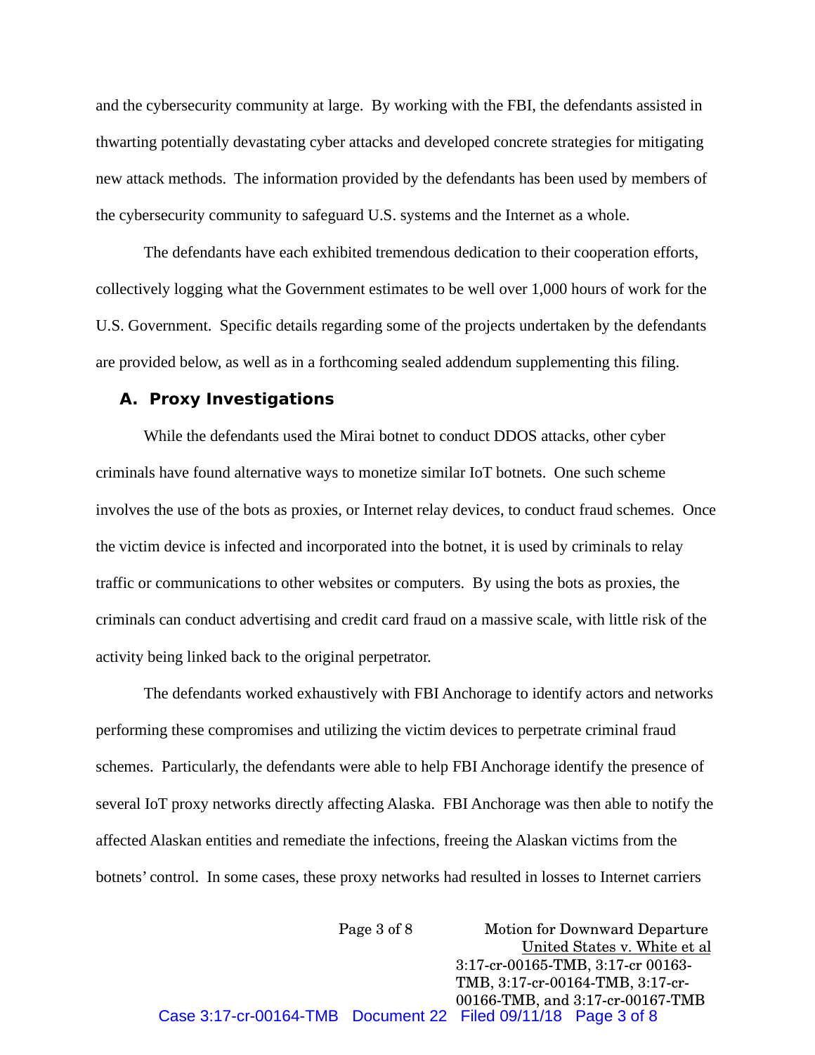and the cybersecurity community at large. By working with the FBI, the defendants assisted in thwarting potentially devastating cyber attacks and developed concrete strategies for mitigating new attack methods. The information provided by the defendants has been used by members of the cybersecurity community to safeguard U.S. systems and the Internet as a whole.

The defendants have each exhibited tremendous dedication to their cooperation efforts, collectively logging what the Government estimates to be well over 1,000 hours of work for the U.S. Government. Specific details regarding some of the projects undertaken by the defendants are provided below, as well as in a forthcoming sealed addendum supplementing this filing.

### A. Proxy Investigations

While the defendants used the Mirai botnet to conduct DDOS attacks, other cyber criminals have found alternative ways to monetize similar IoT botnets. One such scheme involves the use of the bots as proxies, or Internet relay devices, to conduct fraud schemes. Once the victim device is infected and incorporated into the botnet, it is used by criminals to relay traffic or communications to other websites or computers. By using the bots as proxies, the criminals can conduct advertising and credit card fraud on a massive scale, with little risk of the activity being linked back to the original perpetrator.

The defendants worked exhaustively with FBI Anchorage to identify actors and networks performing these compromises and utilizing the victim devices to perpetrate criminal fraud schemes. Particularly, the defendants were able to help FBI Anchorage identify the presence of several IoT proxy networks directly affecting Alaska. FBI Anchorage was then able to notify the affected Alaskan entities and remediate the infections, freeing the Alaskan victims from the botnets' control. In some cases, these proxy networks had resulted in losses to Internet carriers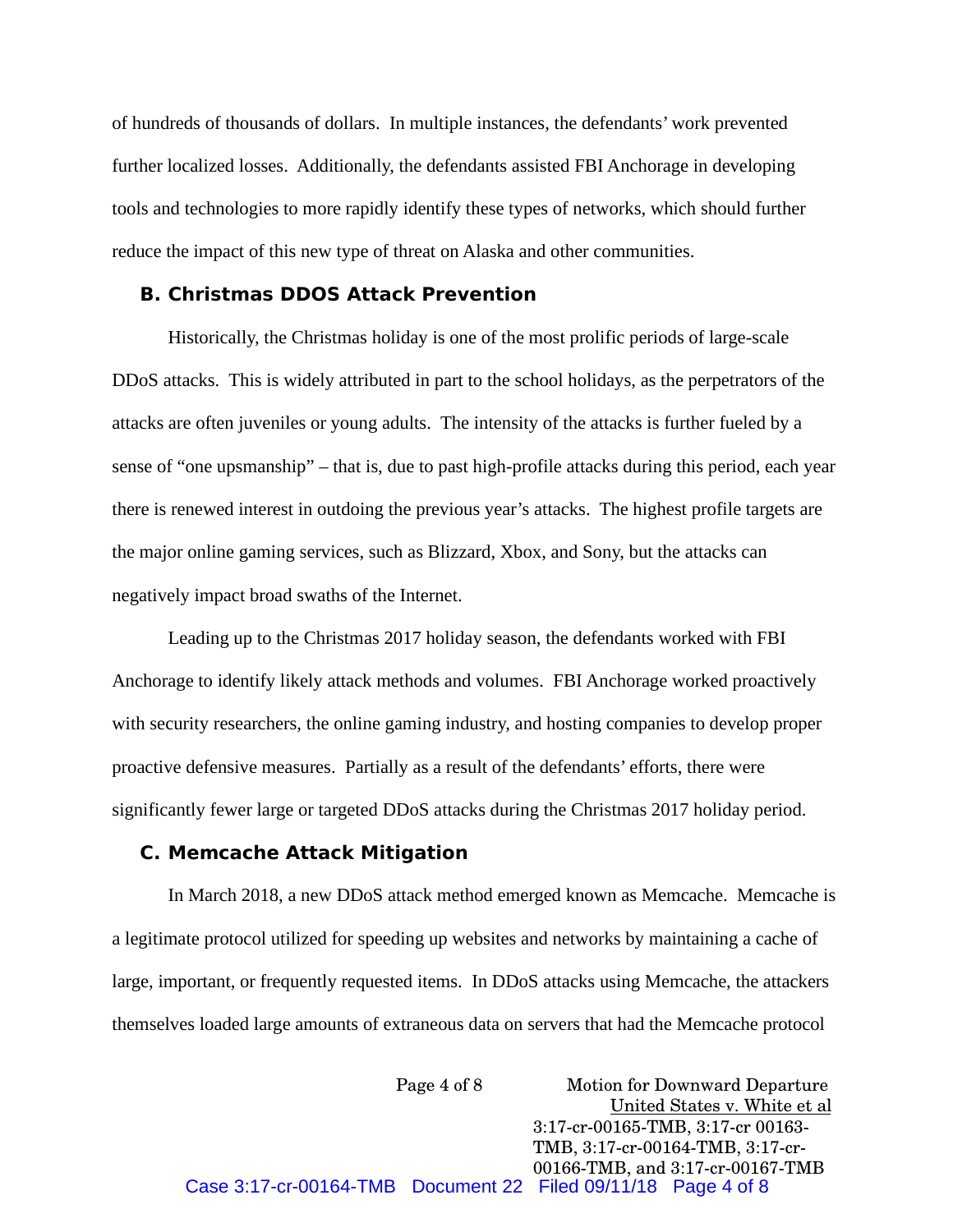of hundreds of thousands of dollars. In multiple instances, the defendants' work prevented further localized losses. Additionally, the defendants assisted FBI Anchorage in developing tools and technologies to more rapidly identify these types of networks, which should further reduce the impact of this new type of threat on Alaska and other communities.

### B. Christmas DDOS Attack Prevention

Historically, the Christmas holiday is one of the most prolific periods of large-scale DDoS attacks. This is widely attributed in part to the school holidays, as the perpetrators of the attacks are often juveniles or young adults. The intensity of the attacks is further fueled by a sense of "one upsmanship" – that is, due to past high-profile attacks during this period, each year there is renewed interest in outdoing the previous year's attacks. The highest profile targets are the major online gaming services, such as Blizzard, Xbox, and Sony, but the attacks can negatively impact broad swaths of the Internet.

Leading up to the Christmas 2017 holiday season, the defendants worked with FBI Anchorage to identify likely attack methods and volumes. FBI Anchorage worked proactively with security researchers, the online gaming industry, and hosting companies to develop proper proactive defensive measures. Partially as a result of the defendants' efforts, there were significantly fewer large or targeted DDoS attacks during the Christmas 2017 holiday period.

### C. Memcache Attack Mitigation

In March 2018, a new DDoS attack method emerged known as Memcache. Memcache is a legitimate protocol utilized for speeding up websites and networks by maintaining a cache of large, important, or frequently requested items. In DDoS attacks using Memcache, the attackers themselves loaded large amounts of extraneous data on servers that had the Memcache protocol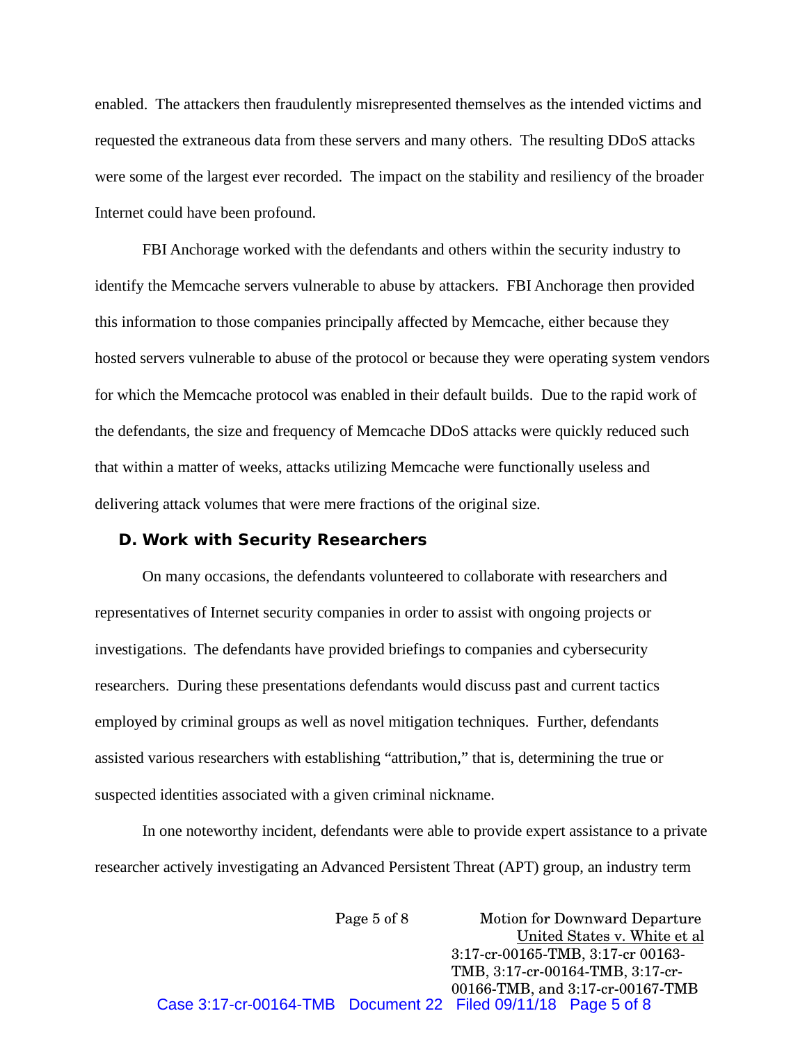enabled. The attackers then fraudulently misrepresented themselves as the intended victims and requested the extraneous data from these servers and many others. The resulting DDoS attacks were some of the largest ever recorded. The impact on the stability and resiliency of the broader Internet could have been profound.

FBI Anchorage worked with the defendants and others within the security industry to identify the Memcache servers vulnerable to abuse by attackers. FBI Anchorage then provided this information to those companies principally affected by Memcache, either because they hosted servers vulnerable to abuse of the protocol or because they were operating system vendors for which the Memcache protocol was enabled in their default builds. Due to the rapid work of the defendants, the size and frequency of Memcache DDoS attacks were quickly reduced such that within a matter of weeks, attacks utilizing Memcache were functionally useless and delivering attack volumes that were mere fractions of the original size.

### D. Work with Security Researchers

On many occasions, the defendants volunteered to collaborate with researchers and representatives of Internet security companies in order to assist with ongoing projects or investigations. The defendants have provided briefings to companies and cybersecurity researchers. During these presentations defendants would discuss past and current tactics employed by criminal groups as well as novel mitigation techniques. Further, defendants assisted various researchers with establishing "attribution," that is, determining the true or suspected identities associated with a given criminal nickname.

In one noteworthy incident, defendants were able to provide expert assistance to a private researcher actively investigating an Advanced Persistent Threat (APT) group, an industry term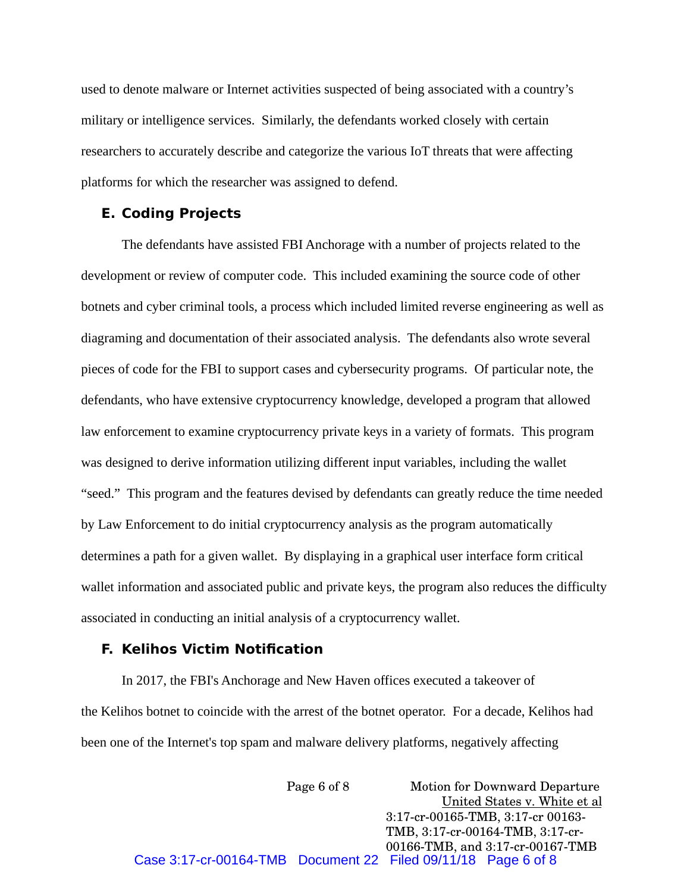used to denote malware or Internet activities suspected of being associated with a country's military or intelligence services. Similarly, the defendants worked closely with certain researchers to accurately describe and categorize the various IoT threats that were affecting platforms for which the researcher was assigned to defend.

### E. Coding Projects

The defendants have assisted FBI Anchorage with a number of projects related to the development or review of computer code. This included examining the source code of other botnets and cyber criminal tools, a process which included limited reverse engineering as well as diagraming and documentation of their associated analysis. The defendants also wrote several pieces of code for the FBI to support cases and cybersecurity programs. Of particular note, the defendants, who have extensive cryptocurrency knowledge, developed a program that allowed law enforcement to examine cryptocurrency private keys in a variety of formats. This program was designed to derive information utilizing different input variables, including the wallet "seed." This program and the features devised by defendants can greatly reduce the time needed by Law Enforcement to do initial cryptocurrency analysis as the program automatically determines a path for a given wallet. By displaying in a graphical user interface form critical wallet information and associated public and private keys, the program also reduces the difficulty associated in conducting an initial analysis of a cryptocurrency wallet.

### F. Kelihos Victim Notification

In 2017, the FBI's Anchorage and New Haven offices executed a takeover of the Kelihos botnet to coincide with the arrest of the botnet operator. For a decade, Kelihos had been one of the Internet's top spam and malware delivery platforms, negatively affecting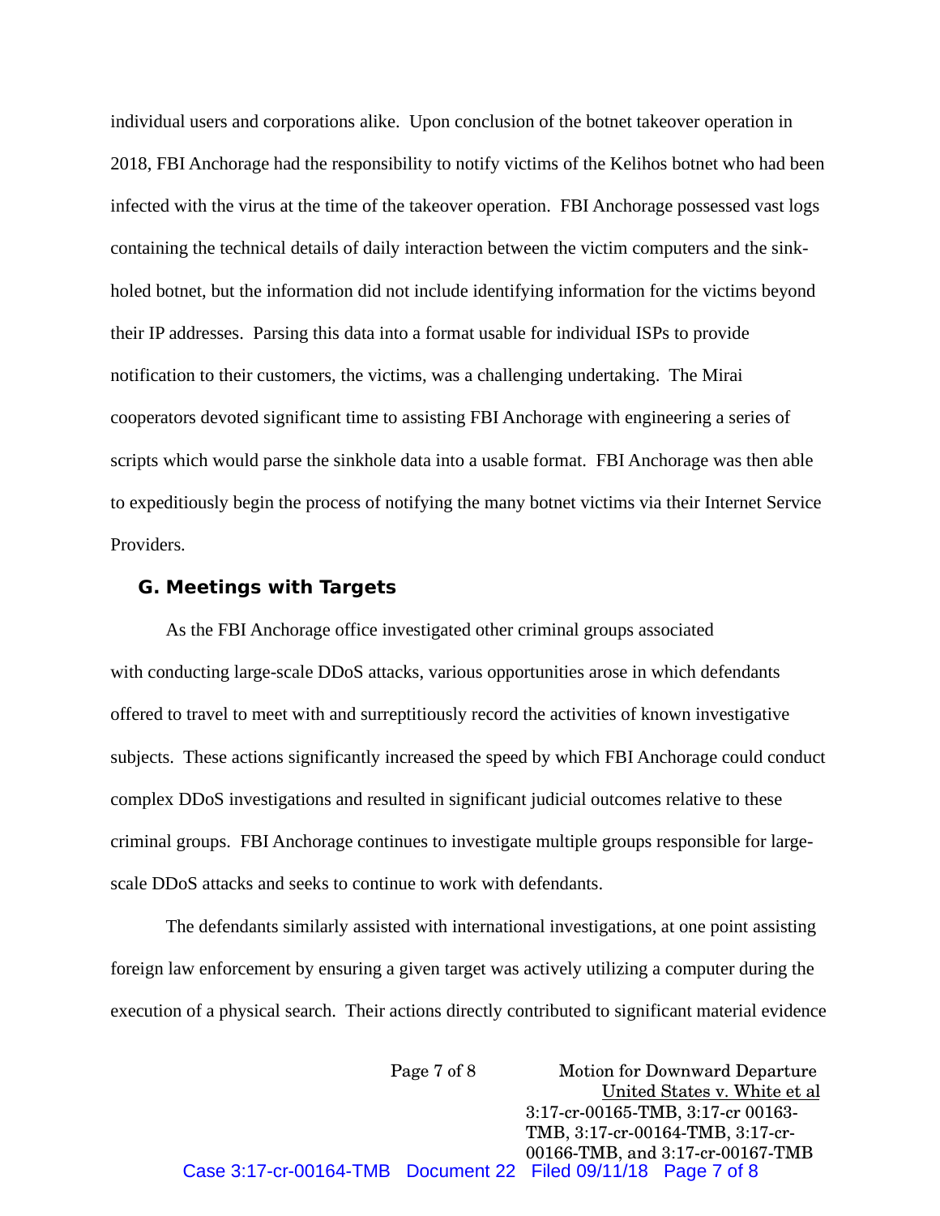individual users and corporations alike. Upon conclusion of the botnet takeover operation in 2018, FBI Anchorage had the responsibility to notify victims of the Kelihos botnet who had been infected with the virus at the time of the takeover operation. FBI Anchorage possessed vast logs containing the technical details of daily interaction between the victim computers and the sink-holed botnet, but the information did not include identifying information for the victims beyond their IP addresses. Parsing this data into a format usable for individual ISPs to provide notification to their customers, the victims, was a challenging undertaking. The Mirai cooperators devoted significant time to assisting FBI Anchorage with engineering a series of scripts which would parse the sinkhole data into a usable format. FBI Anchorage was then able to expeditiously begin the process of notifying the many botnet victims via their Internet Service Providers.

### G. Meetings with Targets

As the FBI Anchorage office investigated other criminal groups associated with conducting large-scale DDoS attacks, various opportunities arose in which defendants offered to travel to meet with and surreptitiously record the activities of known investigative subjects. These actions significantly increased the speed by which FBI Anchorage could conduct complex DDoS investigations and resulted in significant judicial outcomes relative to these criminal groups. FBI Anchorage continues to investigate multiple groups responsible for large-scale DDoS attacks and seeks to continue to work with defendants.

The defendants similarly assisted with international investigations, at one point assisting foreign law enforcement by ensuring a given target was actively utilizing a computer during the execution of a physical search. Their actions directly contributed to significant material evidence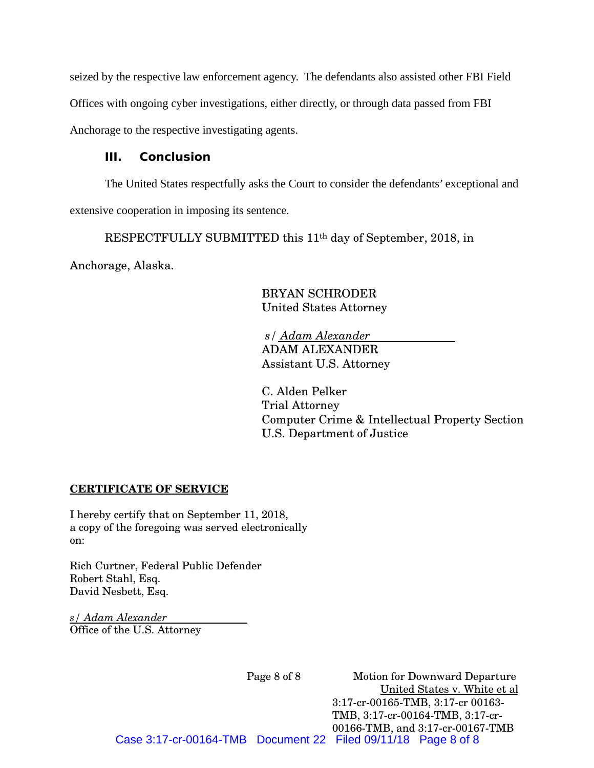seized by the respective law enforcement agency. The defendants also assisted other FBI Field Offices with ongoing cyber investigations, either directly, or through data passed from FBI Anchorage to the respective investigating agents.

## III. Conclusion

The United States respectfully asks the Court to consider the defendants' exceptional and extensive cooperation in imposing its sentence.

RESPECTFULLY SUBMITTED this 11th day of September, 2018, in Anchorage, Alaska.

BRYAN SCHRODER
United States Attorney

s/ *Adam Alexander*
ADAM ALEXANDER
Assistant U.S. Attorney

C. Alden Pelker
Trial Attorney
Computer Crime & Intellectual Property Section
U.S. Department of Justice

**CERTIFICATE OF SERVICE**

I hereby certify that on September 11, 2018,
a copy of the foregoing was served electronically
on:

Rich Curtner, Federal Public Defender
Robert Stahl, Esq.
David Nesbett, Esq.

s/ *Adam Alexander*
Office of the U.S. Attorney